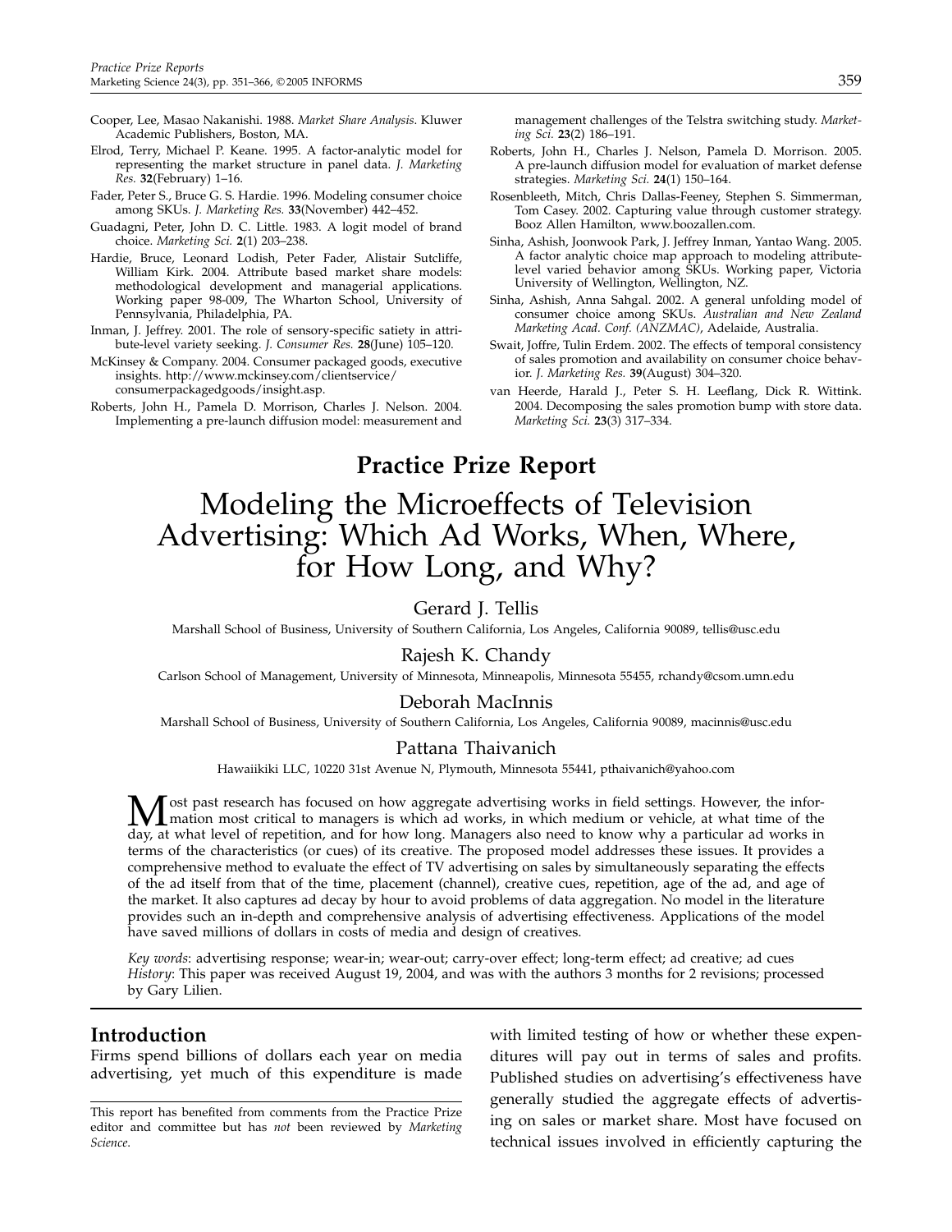Cooper, Lee, Masao Nakanishi. 1988. *Market Share Analysis*. Kluwer Academic Publishers, Boston, MA.

Elrod, Terry, Michael P. Keane. 1995. A factor-analytic model for representing the market structure in panel data. *J. Marketing Res.* **32**(February) 1–16.

Fader, Peter S., Bruce G. S. Hardie. 1996. Modeling consumer choice among SKUs. *J. Marketing Res.* **33**(November) 442–452.

Guadagni, Peter, John D. C. Little. 1983. A logit model of brand choice. *Marketing Sci.* **2**(1) 203–238.

Hardie, Bruce, Leonard Lodish, Peter Fader, Alistair Sutcliffe, William Kirk. 2004. Attribute based market share models: methodological development and managerial applications. Working paper 98-009, The Wharton School, University of Pennsylvania, Philadelphia, PA.

Inman, J. Jeffrey. 2001. The role of sensory-specific satiety in attribute-level variety seeking. *J. Consumer Res.* **28**(June) 105–120.

McKinsey & Company. 2004. Consumer packaged goods, executive insights. http://www.mckinsey.com/clientservice/consumerpackagedgoods/insight.asp.

Roberts, John H., Pamela D. Morrison, Charles J. Nelson. 2004. Implementing a pre-launch diffusion model: measurement and management challenges of the Telstra switching study. *Marketing Sci.* **23**(2) 186–191.

Roberts, John H., Charles J. Nelson, Pamela D. Morrison. 2005. A pre-launch diffusion model for evaluation of market defense strategies. *Marketing Sci.* **24**(1) 150–164.

Rosenbleeth, Mitch, Chris Dallas-Feeney, Stephen S. Simmerman, Tom Casey. 2002. Capturing value through customer strategy. Booz Allen Hamilton, www.boozallen.com.

Sinha, Ashish, Joonwook Park, J. Jeffrey Inman, Yantao Wang. 2005. A factor analytic choice map approach to modeling attribute-level varied behavior among SKUs. Working paper, Victoria University of Wellington, Wellington, NZ.

Sinha, Ashish, Anna Sahgal. 2002. A general unfolding model of consumer choice among SKUs. *Australian and New Zealand Marketing Acad. Conf. (ANZMAC)*, Adelaide, Australia.

Swait, Joffre, Tulin Erdem. 2002. The effects of temporal consistency of sales promotion and availability on consumer choice behavior. *J. Marketing Res.* **39**(August) 304–320.

van Heerde, Harald J., Peter S. H. Leeflang, Dick R. Wittink. 2004. Decomposing the sales promotion bump with store data. *Marketing Sci.* **23**(3) 317–334.

## Practice Prize Report

# Modeling the Microeffects of Television Advertising: Which Ad Works, When, Where, for How Long, and Why?

**Gerard J. Tellis**
Marshall School of Business, University of Southern California, Los Angeles, California 90089, tellis@usc.edu

**Rajesh K. Chandy**
Carlson School of Management, University of Minnesota, Minneapolis, Minnesota 55455, rchandy@csom.umn.edu

**Deborah MacInnis**
Marshall School of Business, University of Southern California, Los Angeles, California 90089, macinnis@usc.edu

**Pattana Thaivanich**
Hawaiikiki LLC, 10220 31st Avenue N, Plymouth, Minnesota 55441, pthaivanich@yahoo.com

Most past research has focused on how aggregate advertising works in field settings. However, the information most critical to managers is which ad works, in which medium or vehicle, at what time of the day, at what level of repetition, and for how long. Managers also need to know why a particular ad works in terms of the characteristics (or cues) of its creative. The proposed model addresses these issues. It provides a comprehensive method to evaluate the effect of TV advertising on sales by simultaneously separating the effects of the ad itself from that of the time, placement (channel), creative cues, repetition, age of the ad, and age of the market. It also captures ad decay by hour to avoid problems of data aggregation. No model in the literature provides such an in-depth and comprehensive analysis of advertising effectiveness. Applications of the model have saved millions of dollars in costs of media and design of creatives.

*Key words*: advertising response; wear-in; wear-out; carry-over effect; long-term effect; ad creative; ad cues
*History*: This paper was received August 19, 2004, and was with the authors 3 months for 2 revisions; processed by Gary Lilien.

## Introduction

Firms spend billions of dollars each year on media advertising, yet much of this expenditure is made with limited testing of how or whether these expenditures will pay out in terms of sales and profits. Published studies on advertising's effectiveness have generally studied the aggregate effects of advertising on sales or market share. Most have focused on technical issues involved in efficiently capturing the

This report has benefited from comments from the Practice Prize editor and committee but has *not* been reviewed by *Marketing Science*.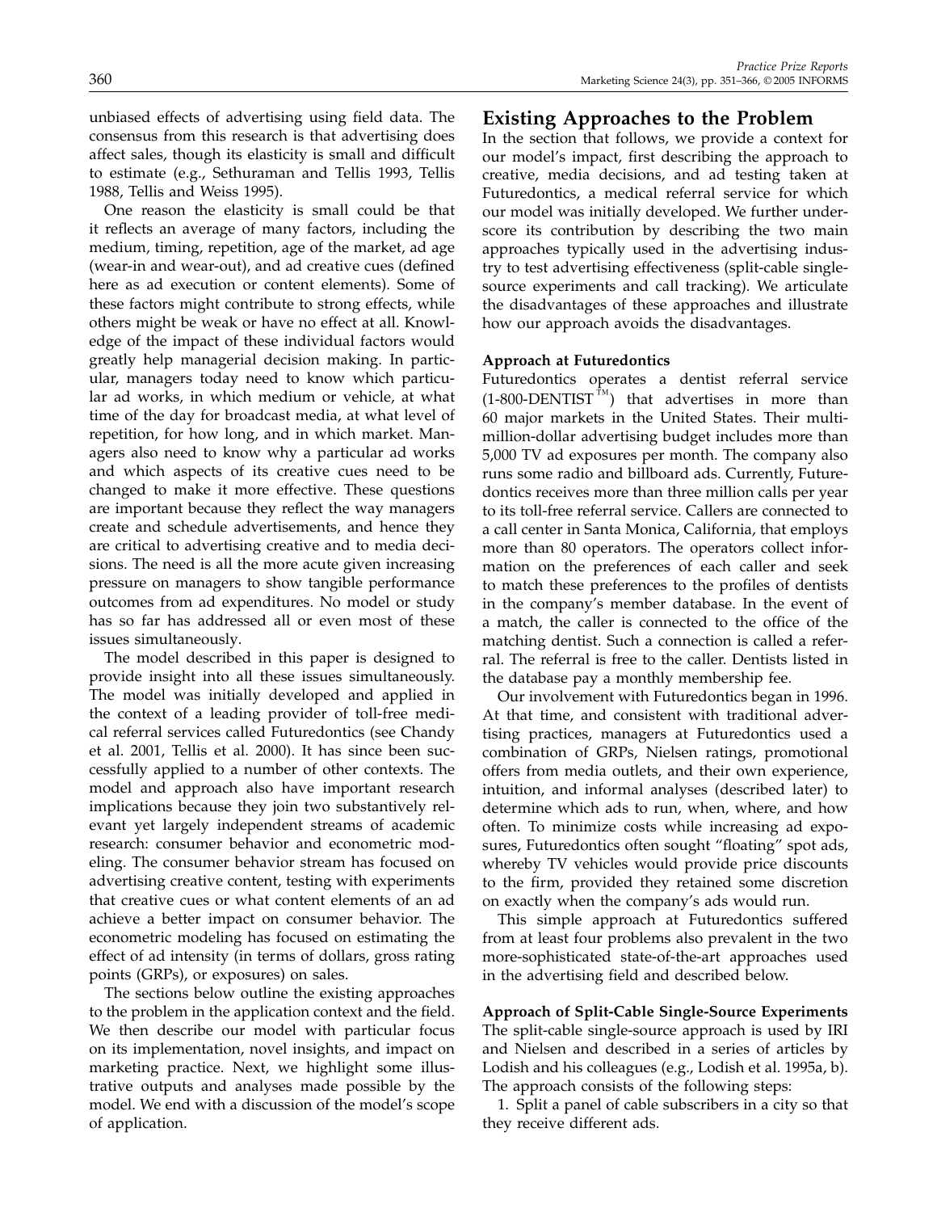unbiased effects of advertising using field data. The consensus from this research is that advertising does affect sales, though its elasticity is small and difficult to estimate (e.g., Sethuraman and Tellis 1993, Tellis 1988, Tellis and Weiss 1995).

One reason the elasticity is small could be that it reflects an average of many factors, including the medium, timing, repetition, age of the market, ad age (wear-in and wear-out), and ad creative cues (defined here as ad execution or content elements). Some of these factors might contribute to strong effects, while others might be weak or have no effect at all. Knowledge of the impact of these individual factors would greatly help managerial decision making. In particular, managers today need to know which particular ad works, in which medium or vehicle, at what time of the day for broadcast media, at what level of repetition, for how long, and in which market. Managers also need to know why a particular ad works and which aspects of its creative cues need to be changed to make it more effective. These questions are important because they reflect the way managers create and schedule advertisements, and hence they are critical to advertising creative and to media decisions. The need is all the more acute given increasing pressure on managers to show tangible performance outcomes from ad expenditures. No model or study has so far has addressed all or even most of these issues simultaneously.

The model described in this paper is designed to provide insight into all these issues simultaneously. The model was initially developed and applied in the context of a leading provider of toll-free medical referral services called Futuredontics (see Chandy et al. 2001, Tellis et al. 2000). It has since been successfully applied to a number of other contexts. The model and approach also have important research implications because they join two substantively relevant yet largely independent streams of academic research: consumer behavior and econometric modeling. The consumer behavior stream has focused on advertising creative content, testing with experiments that creative cues or what content elements of an ad achieve a better impact on consumer behavior. The econometric modeling has focused on estimating the effect of ad intensity (in terms of dollars, gross rating points (GRPs), or exposures) on sales.

The sections below outline the existing approaches to the problem in the application context and the field. We then describe our model with particular focus on its implementation, novel insights, and impact on marketing practice. Next, we highlight some illustrative outputs and analyses made possible by the model. We end with a discussion of the model's scope of application.

## Existing Approaches to the Problem

In the section that follows, we provide a context for our model's impact, first describing the approach to creative, media decisions, and ad testing taken at Futuredontics, a medical referral service for which our model was initially developed. We further underscore its contribution by describing the two main approaches typically used in the advertising industry to test advertising effectiveness (split-cable single-source experiments and call tracking). We articulate the disadvantages of these approaches and illustrate how our approach avoids the disadvantages.

### Approach at Futuredontics

Futuredontics operates a dentist referral service (1-800-DENTIST™) that advertises in more than 60 major markets in the United States. Their multi-million-dollar advertising budget includes more than 5,000 TV ad exposures per month. The company also runs some radio and billboard ads. Currently, Futuredontics receives more than three million calls per year to its toll-free referral service. Callers are connected to a call center in Santa Monica, California, that employs more than 80 operators. The operators collect information on the preferences of each caller and seek to match these preferences to the profiles of dentists in the company's member database. In the event of a match, the caller is connected to the office of the matching dentist. Such a connection is called a referral. The referral is free to the caller. Dentists listed in the database pay a monthly membership fee.

Our involvement with Futuredontics began in 1996. At that time, and consistent with traditional advertising practices, managers at Futuredontics used a combination of GRPs, Nielsen ratings, promotional offers from media outlets, and their own experience, intuition, and informal analyses (described later) to determine which ads to run, when, where, and how often. To minimize costs while increasing ad exposures, Futuredontics often sought "floating" spot ads, whereby TV vehicles would provide price discounts to the firm, provided they retained some discretion on exactly when the company's ads would run.

This simple approach at Futuredontics suffered from at least four problems also prevalent in the two more-sophisticated state-of-the-art approaches used in the advertising field and described below.

### Approach of Split-Cable Single-Source Experiments

The split-cable single-source approach is used by IRI and Nielsen and described in a series of articles by Lodish and his colleagues (e.g., Lodish et al. 1995a, b). The approach consists of the following steps:

1. Split a panel of cable subscribers in a city so that they receive different ads.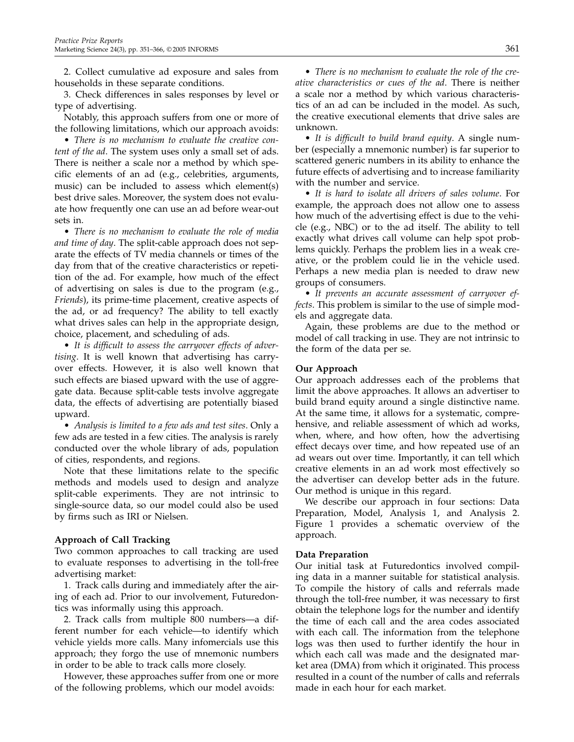2. Collect cumulative ad exposure and sales from households in these separate conditions.

3. Check differences in sales responses by level or type of advertising.

Notably, this approach suffers from one or more of the following limitations, which our approach avoids:

• *There is no mechanism to evaluate the creative content of the ad*. The system uses only a small set of ads. There is neither a scale nor a method by which specific elements of an ad (e.g., celebrities, arguments, music) can be included to assess which element(s) best drive sales. Moreover, the system does not evaluate how frequently one can use an ad before wear-out sets in.

• *There is no mechanism to evaluate the role of media and time of day*. The split-cable approach does not separate the effects of TV media channels or times of the day from that of the creative characteristics or repetition of the ad. For example, how much of the effect of advertising on sales is due to the program (e.g., *Friends*), its prime-time placement, creative aspects of the ad, or ad frequency? The ability to tell exactly what drives sales can help in the appropriate design, choice, placement, and scheduling of ads.

• *It is difficult to assess the carryover effects of advertising*. It is well known that advertising has carryover effects. However, it is also well known that such effects are biased upward with the use of aggregate data. Because split-cable tests involve aggregate data, the effects of advertising are potentially biased upward.

• *Analysis is limited to a few ads and test sites*. Only a few ads are tested in a few cities. The analysis is rarely conducted over the whole library of ads, population of cities, respondents, and regions.

Note that these limitations relate to the specific methods and models used to design and analyze split-cable experiments. They are not intrinsic to single-source data, so our model could also be used by firms such as IRI or Nielsen.

### Approach of Call Tracking

Two common approaches to call tracking are used to evaluate responses to advertising in the toll-free advertising market:

1. Track calls during and immediately after the airing of each ad. Prior to our involvement, Futuredontics was informally using this approach.

2. Track calls from multiple 800 numbers—a different number for each vehicle—to identify which vehicle yields more calls. Many infomercials use this approach; they forgo the use of mnemonic numbers in order to be able to track calls more closely.

However, these approaches suffer from one or more of the following problems, which our model avoids:

• *There is no mechanism to evaluate the role of the creative characteristics or cues of the ad*. There is neither a scale nor a method by which various characteristics of an ad can be included in the model. As such, the creative executional elements that drive sales are unknown.

• *It is difficult to build brand equity*. A single number (especially a mnemonic number) is far superior to scattered generic numbers in its ability to enhance the future effects of advertising and to increase familiarity with the number and service.

• *It is hard to isolate all drivers of sales volume*. For example, the approach does not allow one to assess how much of the advertising effect is due to the vehicle (e.g., NBC) or to the ad itself. The ability to tell exactly what drives call volume can help spot problems quickly. Perhaps the problem lies in a weak creative, or the problem could lie in the vehicle used. Perhaps a new media plan is needed to draw new groups of consumers.

• *It prevents an accurate assessment of carryover effects*. This problem is similar to the use of simple models and aggregate data.

Again, these problems are due to the method or model of call tracking in use. They are not intrinsic to the form of the data per se.

### Our Approach

Our approach addresses each of the problems that limit the above approaches. It allows an advertiser to build brand equity around a single distinctive name. At the same time, it allows for a systematic, comprehensive, and reliable assessment of which ad works, when, where, and how often, how the advertising effect decays over time, and how repeated use of an ad wears out over time. Importantly, it can tell which creative elements in an ad work most effectively so the advertiser can develop better ads in the future. Our method is unique in this regard.

We describe our approach in four sections: Data Preparation, Model, Analysis 1, and Analysis 2. Figure 1 provides a schematic overview of the approach.

### Data Preparation

Our initial task at Futuredontics involved compiling data in a manner suitable for statistical analysis. To compile the history of calls and referrals made through the toll-free number, it was necessary to first obtain the telephone logs for the number and identify the time of each call and the area codes associated with each call. The information from the telephone logs was then used to further identify the hour in which each call was made and the designated market area (DMA) from which it originated. This process resulted in a count of the number of calls and referrals made in each hour for each market.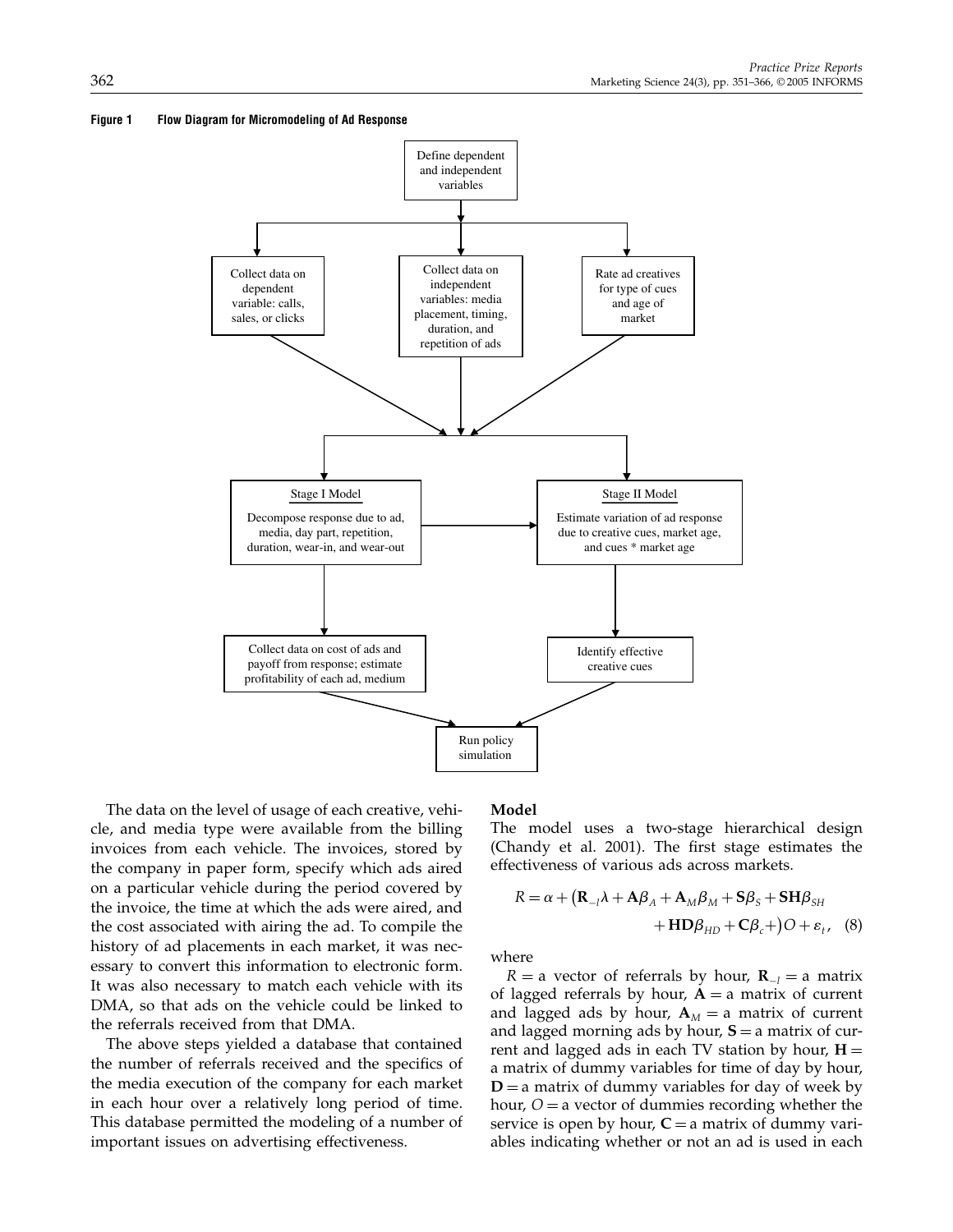**Figure 1 Flow Diagram for Micromodeling of Ad Response**

- Define dependent and independent variables
- Collect data on dependent variable: calls, sales, or clicks
- Collect data on independent variables: media placement, timing, duration, and repetition of ads
- Rate ad creatives for type of cues and age of market
- Stage I Model: Decompose response due to ad, media, day part, repetition, duration, wear-in, and wear-out
- Stage II Model: Estimate variation of ad response due to creative cues, market age, and cues * market age
- Collect data on cost of ads and payoff from response; estimate profitability of each ad, medium
- Identify effective creative cues
- Run policy simulation

The data on the level of usage of each creative, vehicle, and media type were available from the billing invoices from each vehicle. The invoices, stored by the company in paper form, specify which ads aired on a particular vehicle during the period covered by the invoice, the time at which the ads were aired, and the cost associated with airing the ad. To compile the history of ad placements in each market, it was necessary to convert this information to electronic form. It was also necessary to match each vehicle with its DMA, so that ads on the vehicle could be linked to the referrals received from that DMA.

The above steps yielded a database that contained the number of referrals received and the specifics of the media execution of the company for each market in each hour over a relatively long period of time. This database permitted the modeling of a number of important issues on advertising effectiveness.

### Model

The model uses a two-stage hierarchical design (Chandy et al. 2001). The first stage estimates the effectiveness of various ads across markets.

$$R = \alpha + \left(\mathbf{R}_{-l}\lambda + \mathbf{A}\beta_A + \mathbf{A}_M\beta_M + \mathbf{S}\beta_S + \mathbf{SH}\beta_{SH} + \mathbf{HD}\beta_{HD} + \mathbf{C}\beta_c +\right)O + \varepsilon_t, \quad (8)$$

where

$R$ = a vector of referrals by hour, $\mathbf{R}_{-l}$ = a matrix of lagged referrals by hour, $\mathbf{A}$ = a matrix of current and lagged ads by hour, $\mathbf{A}_M$ = a matrix of current and lagged morning ads by hour, $\mathbf{S}$ = a matrix of current and lagged ads in each TV station by hour, $\mathbf{H}$ = a matrix of dummy variables for time of day by hour, $\mathbf{D}$ = a matrix of dummy variables for day of week by hour, $O$ = a vector of dummies recording whether the service is open by hour, $\mathbf{C}$ = a matrix of dummy variables indicating whether or not an ad is used in each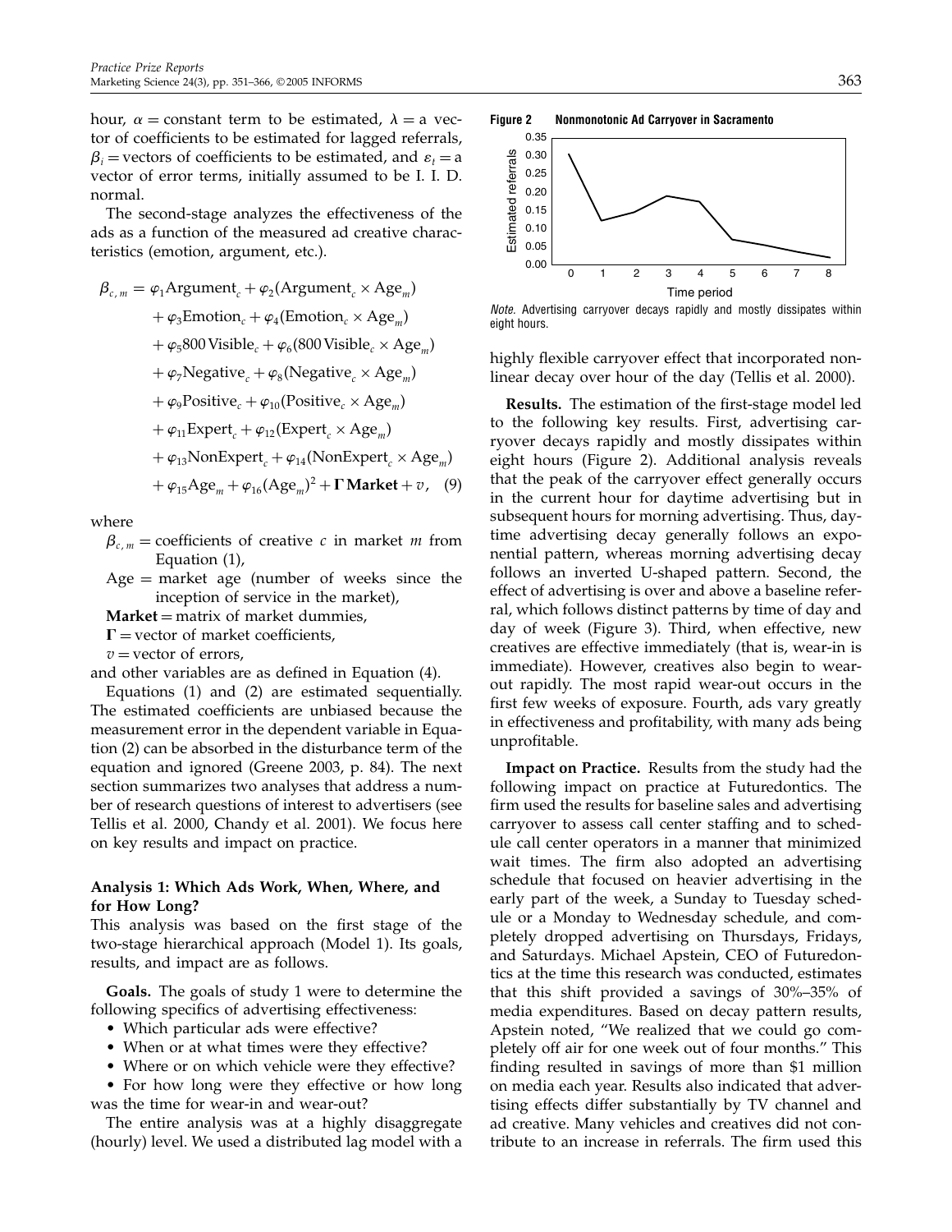hour, $\alpha$ = constant term to be estimated, $\lambda$ = a vector of coefficients to be estimated for lagged referrals, $\beta_i$ = vectors of coefficients to be estimated, and $\varepsilon_t$ = a vector of error terms, initially assumed to be I. I. D. normal.

The second-stage analyzes the effectiveness of the ads as a function of the measured ad creative characteristics (emotion, argument, etc.).

$$
\begin{aligned}
\beta_{c,m} = {} & \varphi_1 \text{Argument}_c + \varphi_2(\text{Argument}_c \times \text{Age}_m) \\
& + \varphi_3 \text{Emotion}_c + \varphi_4(\text{Emotion}_c \times \text{Age}_m) \\
& + \varphi_5 800\,\text{Visible}_c + \varphi_6(800\,\text{Visible}_c \times \text{Age}_m) \\
& + \varphi_7 \text{Negative}_c + \varphi_8(\text{Negative}_c \times \text{Age}_m) \\
& + \varphi_9 \text{Positive}_c + \varphi_{10}(\text{Positive}_c \times \text{Age}_m) \\
& + \varphi_{11} \text{Expert}_c + \varphi_{12}(\text{Expert}_c \times \text{Age}_m) \\
& + \varphi_{13} \text{NonExpert}_c + \varphi_{14}(\text{NonExpert}_c \times \text{Age}_m) \\
& + \varphi_{15} \text{Age}_m + \varphi_{16}(\text{Age}_m)^2 + \mathbf{\Gamma}\,\mathbf{Market} + v, \quad (9)
\end{aligned}
$$

where

- $\beta_{c,m}$ = coefficients of creative $c$ in market $m$ from Equation (1),
- Age = market age (number of weeks since the inception of service in the market),
- **Market** = matrix of market dummies,
- $\mathbf{\Gamma}$ = vector of market coefficients,
- $v$ = vector of errors,

and other variables are as defined in Equation (4).

Equations (1) and (2) are estimated sequentially. The estimated coefficients are unbiased because the measurement error in the dependent variable in Equation (2) can be absorbed in the disturbance term of the equation and ignored (Greene 2003, p. 84). The next section summarizes two analyses that address a number of research questions of interest to advertisers (see Tellis et al. 2000, Chandy et al. 2001). We focus here on key results and impact on practice.

### Analysis 1: Which Ads Work, When, Where, and for How Long?

This analysis was based on the first stage of the two-stage hierarchical approach (Model 1). Its goals, results, and impact are as follows.

**Goals.** The goals of study 1 were to determine the following specifics of advertising effectiveness:

- Which particular ads were effective?
- When or at what times were they effective?
- Where or on which vehicle were they effective?
- For how long were they effective or how long was the time for wear-in and wear-out?

The entire analysis was at a highly disaggregate (hourly) level. We used a distributed lag model with a highly flexible carryover effect that incorporated nonlinear decay over hour of the day (Tellis et al. 2000).

**Figure 2 Nonmonotonic Ad Carryover in Sacramento**

*Note.* Advertising carryover decays rapidly and mostly dissipates within eight hours.

**Results.** The estimation of the first-stage model led to the following key results. First, advertising carryover decays rapidly and mostly dissipates within eight hours (Figure 2). Additional analysis reveals that the peak of the carryover effect generally occurs in the current hour for daytime advertising but in subsequent hours for morning advertising. Thus, daytime advertising decay generally follows an exponential pattern, whereas morning advertising decay follows an inverted U-shaped pattern. Second, the effect of advertising is over and above a baseline referral, which follows distinct patterns by time of day and day of week (Figure 3). Third, when effective, new creatives are effective immediately (that is, wear-in is immediate). However, creatives also begin to wear-out rapidly. The most rapid wear-out occurs in the first few weeks of exposure. Fourth, ads vary greatly in effectiveness and profitability, with many ads being unprofitable.

**Impact on Practice.** Results from the study had the following impact on practice at Futuredontics. The firm used the results for baseline sales and advertising carryover to assess call center staffing and to schedule call center operators in a manner that minimized wait times. The firm also adopted an advertising schedule that focused on heavier advertising in the early part of the week, a Sunday to Tuesday schedule or a Monday to Wednesday schedule, and completely dropped advertising on Thursdays, Fridays, and Saturdays. Michael Apstein, CEO of Futuredontics at the time this research was conducted, estimates that this shift provided a savings of 30%–35% of media expenditures. Based on decay pattern results, Apstein noted, "We realized that we could go completely off air for one week out of four months." This finding resulted in savings of more than \$1 million on media each year. Results also indicated that advertising effects differ substantially by TV channel and ad creative. Many vehicles and creatives did not contribute to an increase in referrals. The firm used this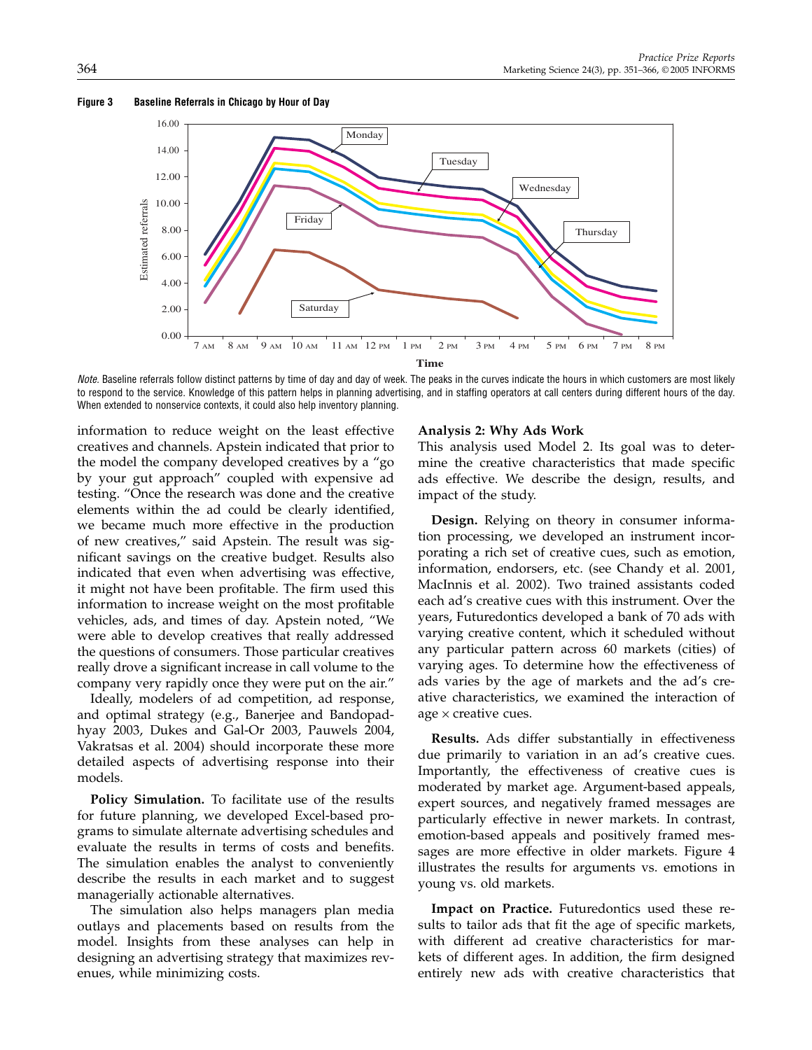**Figure 3 Baseline Referrals in Chicago by Hour of Day**

*Note.* Baseline referrals follow distinct patterns by time of day and day of week. The peaks in the curves indicate the hours in which customers are most likely to respond to the service. Knowledge of this pattern helps in planning advertising, and in staffing operators at call centers during different hours of the day. When extended to nonservice contexts, it could also help inventory planning.

information to reduce weight on the least effective creatives and channels. Apstein indicated that prior to the model the company developed creatives by a "go by your gut approach" coupled with expensive ad testing. "Once the research was done and the creative elements within the ad could be clearly identified, we became much more effective in the production of new creatives," said Apstein. The result was significant savings on the creative budget. Results also indicated that even when advertising was effective, it might not have been profitable. The firm used this information to increase weight on the most profitable vehicles, ads, and times of day. Apstein noted, "We were able to develop creatives that really addressed the questions of consumers. Those particular creatives really drove a significant increase in call volume to the company very rapidly once they were put on the air."

Ideally, modelers of ad competition, ad response, and optimal strategy (e.g., Banerjee and Bandopadhyay 2003, Dukes and Gal-Or 2003, Pauwels 2004, Vakratsas et al. 2004) should incorporate these more detailed aspects of advertising response into their models.

**Policy Simulation.** To facilitate use of the results for future planning, we developed Excel-based programs to simulate alternate advertising schedules and evaluate the results in terms of costs and benefits. The simulation enables the analyst to conveniently describe the results in each market and to suggest managerially actionable alternatives.

The simulation also helps managers plan media outlays and placements based on results from the model. Insights from these analyses can help in designing an advertising strategy that maximizes revenues, while minimizing costs.

### Analysis 2: Why Ads Work

This analysis used Model 2. Its goal was to determine the creative characteristics that made specific ads effective. We describe the design, results, and impact of the study.

**Design.** Relying on theory in consumer information processing, we developed an instrument incorporating a rich set of creative cues, such as emotion, information, endorsers, etc. (see Chandy et al. 2001, MacInnis et al. 2002). Two trained assistants coded each ad's creative cues with this instrument. Over the years, Futuredontics developed a bank of 70 ads with varying creative content, which it scheduled without any particular pattern across 60 markets (cities) of varying ages. To determine how the effectiveness of ads varies by the age of markets and the ad's creative characteristics, we examined the interaction of age $\times$ creative cues.

**Results.** Ads differ substantially in effectiveness due primarily to variation in an ad's creative cues. Importantly, the effectiveness of creative cues is moderated by market age. Argument-based appeals, expert sources, and negatively framed messages are particularly effective in newer markets. In contrast, emotion-based appeals and positively framed messages are more effective in older markets. Figure 4 illustrates the results for arguments vs. emotions in young vs. old markets.

**Impact on Practice.** Futuredontics used these results to tailor ads that fit the age of specific markets, with different ad creative characteristics for markets of different ages. In addition, the firm designed entirely new ads with creative characteristics that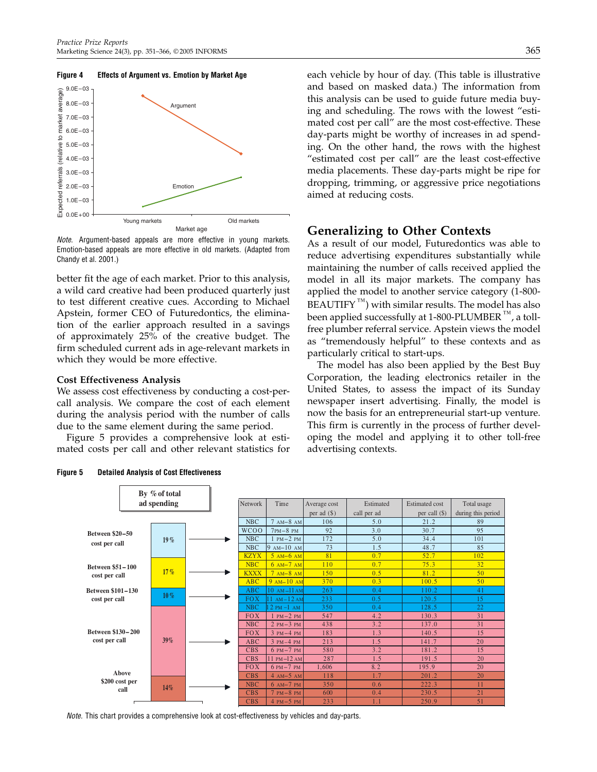**Figure 4 Effects of Argument vs. Emotion by Market Age**

*Note.* Argument-based appeals are more effective in young markets. Emotion-based appeals are more effective in old markets. (Adapted from Chandy et al. 2001.)

better fit the age of each market. Prior to this analysis, a wild card creative had been produced quarterly just to test different creative cues. According to Michael Apstein, former CEO of Futuredontics, the elimination of the earlier approach resulted in a savings of approximately 25% of the creative budget. The firm scheduled current ads in age-relevant markets in which they would be more effective.

### Cost Effectiveness Analysis

We assess cost effectiveness by conducting a cost-per-call analysis. We compare the cost of each element during the analysis period with the number of calls due to the same element during the same period.

Figure 5 provides a comprehensive look at estimated costs per call and other relevant statistics for each vehicle by hour of day. (This table is illustrative and based on masked data.) The information from this analysis can be used to guide future media buying and scheduling. The rows with the lowest "estimated cost per call" are the most cost-effective. These day-parts might be worthy of increases in ad spending. On the other hand, the rows with the highest "estimated cost per call" are the least cost-effective media placements. These day-parts might be ripe for dropping, trimming, or aggressive price negotiations aimed at reducing costs.

## Generalizing to Other Contexts

As a result of our model, Futuredontics was able to reduce advertising expenditures substantially while maintaining the number of calls received applied the model in all its major markets. The company has applied the model to another service category (1-800-BEAUTIFY™) with similar results. The model has also been applied successfully at 1-800-PLUMBER™, a toll-free plumber referral service. Apstein views the model as "tremendously helpful" to these contexts and as particularly critical to start-ups.

The model has also been applied by the Best Buy Corporation, the leading electronics retailer in the United States, to assess the impact of its Sunday newspaper insert advertising. Finally, the model is now the basis for an entrepreneurial start-up venture. This firm is currently in the process of further developing the model and applying it to other toll-free advertising contexts.

**Figure 5 Detailed Analysis of Cost Effectiveness**

| By % of total ad spending | Network | Time | Average cost per ad ($) | Estimated call per ad | Estimated cost per call ($) | Total usage during this period |
|---|---|---|---|---|---|---|
| Between $20–50 cost per call (19%) | NBC | 7 AM–8 AM | 106 | 5.0 | 21.2 | 89 |
| | WCOO | 7 PM–8 PM | 92 | 3.0 | 30.7 | 95 |
| | NBC | 1 PM–2 PM | 172 | 5.0 | 34.4 | 101 |
| | NBC | 9 AM–10 AM | 73 | 1.5 | 48.7 | 85 |
| Between $51–100 cost per call (17%) | KZYX | 5 AM–6 AM | 81 | 0.7 | 52.7 | 102 |
| | NBC | 6 AM–7 AM | 110 | 0.7 | 75.3 | 32 |
| | KXXX | 7 AM–8 AM | 150 | 0.5 | 81.2 | 50 |
| | ABC | 9 AM–10 AM | 370 | 0.3 | 100.5 | 50 |
| Between $101–130 cost per call (10%) | ABC | 10 AM–11 AM | 263 | 0.4 | 110.2 | 41 |
| | FOX | 11 AM–12 AM | 233 | 0.5 | 120.5 | 15 |
| | NBC | 12 PM–1 AM | 350 | 0.4 | 128.5 | 22 |
| Between $130–200 cost per call (39%) | FOX | 1 PM–2 PM | 547 | 4.2 | 130.3 | 31 |
| | NBC | 2 PM–3 PM | 438 | 3.2 | 137.0 | 31 |
| | FOX | 3 PM–4 PM | 183 | 1.3 | 140.5 | 15 |
| | ABC | 3 PM–4 PM | 213 | 1.5 | 141.7 | 20 |
| | CBS | 6 PM–7 PM | 580 | 3.2 | 181.2 | 15 |
| | CBS | 11 PM–12 AM | 287 | 1.5 | 191.5 | 20 |
| | FOX | 6 PM–7 PM | 1,606 | 8.2 | 195.9 | 20 |
| Above $200 cost per call (14%) | CBS | 4 AM–5 AM | 118 | 1.7 | 201.2 | 20 |
| | NBC | 6 AM–7 PM | 350 | 0.6 | 222.3 | 11 |
| | CBS | 7 PM–8 PM | 600 | 0.4 | 230.5 | 21 |
| | CBS | 4 PM–5 PM | 233 | 1.1 | 250.9 | 51 |

*Note.* This chart provides a comprehensive look at cost-effectiveness by vehicles and day-parts.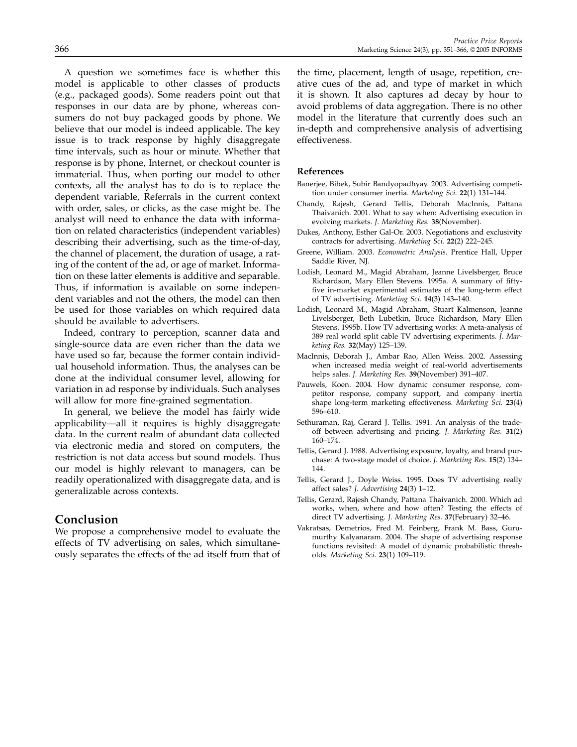A question we sometimes face is whether this model is applicable to other classes of products (e.g., packaged goods). Some readers point out that responses in our data are by phone, whereas consumers do not buy packaged goods by phone. We believe that our model is indeed applicable. The key issue is to track response by highly disaggregate time intervals, such as hour or minute. Whether that response is by phone, Internet, or checkout counter is immaterial. Thus, when porting our model to other contexts, all the analyst has to do is to replace the dependent variable, Referrals in the current context with order, sales, or clicks, as the case might be. The analyst will need to enhance the data with information on related characteristics (independent variables) describing their advertising, such as the time-of-day, the channel of placement, the duration of usage, a rating of the content of the ad, or age of market. Information on these latter elements is additive and separable. Thus, if information is available on some independent variables and not the others, the model can then be used for those variables on which required data should be available to advertisers.

Indeed, contrary to perception, scanner data and single-source data are even richer than the data we have used so far, because the former contain individual household information. Thus, the analyses can be done at the individual consumer level, allowing for variation in ad response by individuals. Such analyses will allow for more fine-grained segmentation.

In general, we believe the model has fairly wide applicability—all it requires is highly disaggregate data. In the current realm of abundant data collected via electronic media and stored on computers, the restriction is not data access but sound models. Thus our model is highly relevant to managers, can be readily operationalized with disaggregate data, and is generalizable across contexts.

## Conclusion

We propose a comprehensive model to evaluate the effects of TV advertising on sales, which simultaneously separates the effects of the ad itself from that of the time, placement, length of usage, repetition, creative cues of the ad, and type of market in which it is shown. It also captures ad decay by hour to avoid problems of data aggregation. There is no other model in the literature that currently does such an in-depth and comprehensive analysis of advertising effectiveness.

### References

Banerjee, Bibek, Subir Bandyopadhyay. 2003. Advertising competition under consumer inertia. *Marketing Sci.* **22**(1) 131–144.

Chandy, Rajesh, Gerard Tellis, Deborah MacInnis, Pattana Thaivanich. 2001. What to say when: Advertising execution in evolving markets. *J. Marketing Res.* **38**(November).

Dukes, Anthony, Esther Gal-Or. 2003. Negotiations and exclusivity contracts for advertising. *Marketing Sci.* **22**(2) 222–245.

Greene, William. 2003. *Econometric Analysis*. Prentice Hall, Upper Saddle River, NJ.

Lodish, Leonard M., Magid Abraham, Jeanne Livelsberger, Bruce Richardson, Mary Ellen Stevens. 1995a. A summary of fifty-five in-market experimental estimates of the long-term effect of TV advertising. *Marketing Sci.* **14**(3) 143–140.

Lodish, Leonard M., Magid Abraham, Stuart Kalmenson, Jeanne Livelsberger, Beth Lubetkin, Bruce Richardson, Mary Ellen Stevens. 1995b. How TV advertising works: A meta-analysis of 389 real world split cable TV advertising experiments. *J. Marketing Res.* **32**(May) 125–139.

MacInnis, Deborah J., Ambar Rao, Allen Weiss. 2002. Assessing when increased media weight of real-world advertisements helps sales. *J. Marketing Res.* **39**(November) 391–407.

Pauwels, Koen. 2004. How dynamic consumer response, competitor response, company support, and company inertia shape long-term marketing effectiveness. *Marketing Sci.* **23**(4) 596–610.

Sethuraman, Raj, Gerard J. Tellis. 1991. An analysis of the tradeoff between advertising and pricing. *J. Marketing Res.* **31**(2) 160–174.

Tellis, Gerard J. 1988. Advertising exposure, loyalty, and brand purchase: A two-stage model of choice. *J. Marketing Res.* **15**(2) 134–144.

Tellis, Gerard J., Doyle Weiss. 1995. Does TV advertising really affect sales? *J. Advertising* **24**(3) 1–12.

Tellis, Gerard, Rajesh Chandy, Pattana Thaivanich. 2000. Which ad works, when, where and how often? Testing the effects of direct TV advertising. *J. Marketing Res.* **37**(February) 32–46.

Vakratsas, Demetrios, Fred M. Feinberg, Frank M. Bass, Gurumurthy Kalyanaram. 2004. The shape of advertising response functions revisited: A model of dynamic probabilistic thresholds. *Marketing Sci.* **23**(1) 109–119.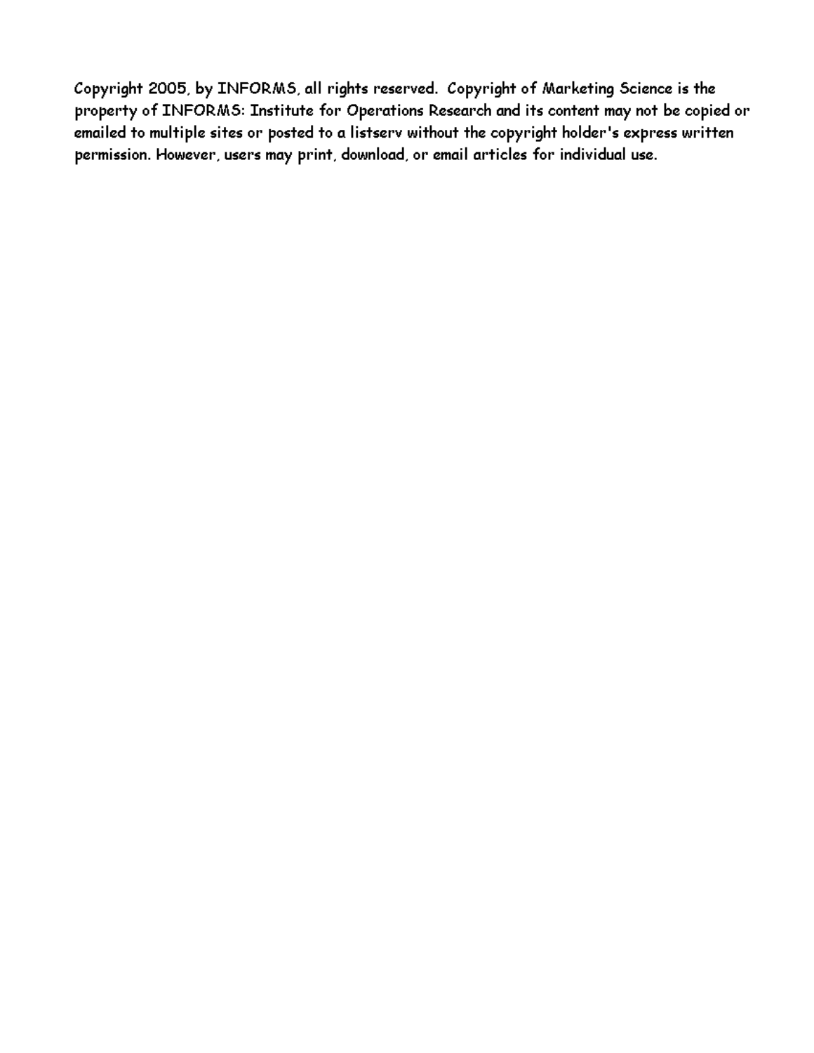Copyright 2005, by INFORMS, all rights reserved. Copyright of Marketing Science is the property of INFORMS: Institute for Operations Research and its content may not be copied or emailed to multiple sites or posted to a listserv without the copyright holder's express written permission. However, users may print, download, or email articles for individual use.